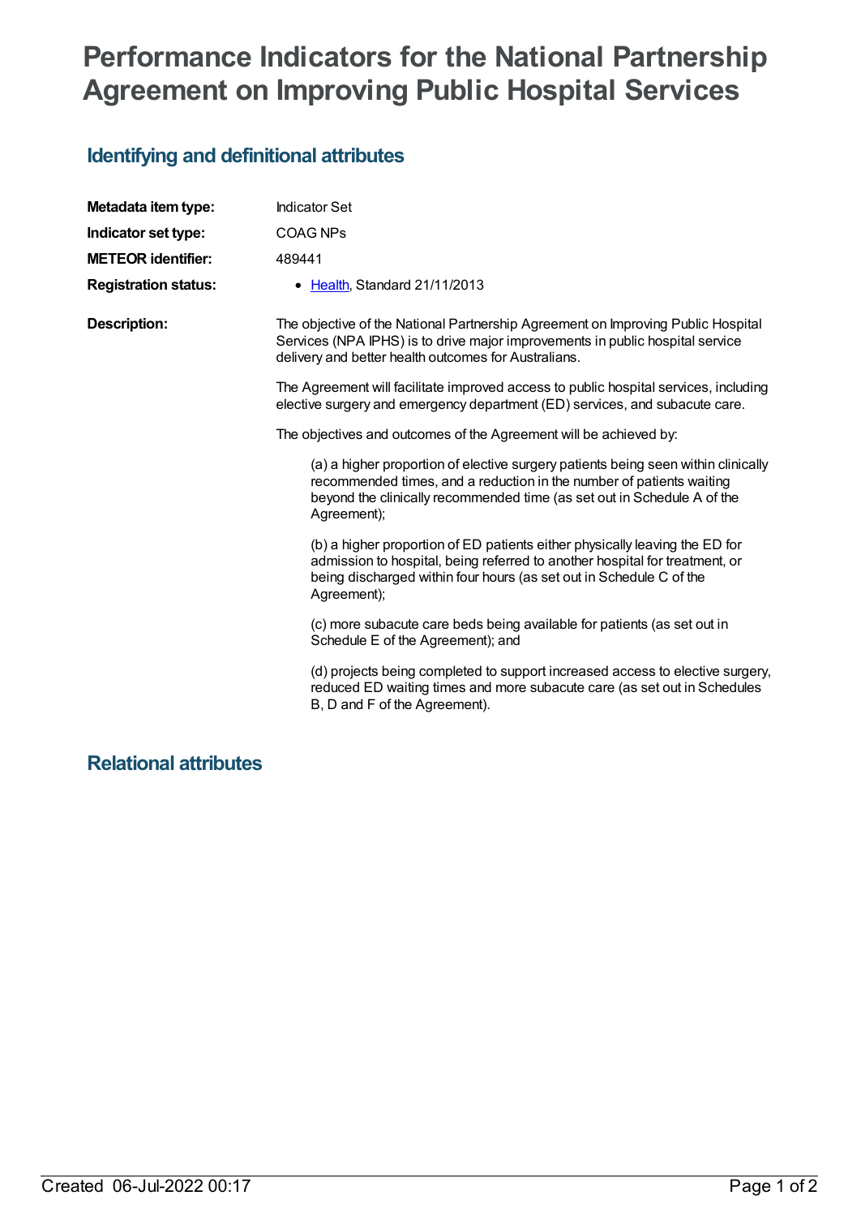# Performance Indicators for the National Partnership Agreement on Improving Public Hospital Services

## Identifying and definitional attributes

**Metadata item type:** Indicator Set

**Indicator set type:** COAG NPs

**METEOR identifier:** 489441

**Registration status:**

- Health, Standard 21/11/2013

**Description:**

The objective of the National Partnership Agreement on Improving Public Hospital Services (NPA IPHS) is to drive major improvements in public hospital service delivery and better health outcomes for Australians.

The Agreement will facilitate improved access to public hospital services, including elective surgery and emergency department (ED) services, and subacute care.

The objectives and outcomes of the Agreement will be achieved by:

> (a) a higher proportion of elective surgery patients being seen within clinically recommended times, and a reduction in the number of patients waiting beyond the clinically recommended time (as set out in Schedule A of the Agreement);
>
> (b) a higher proportion of ED patients either physically leaving the ED for admission to hospital, being referred to another hospital for treatment, or being discharged within four hours (as set out in Schedule C of the Agreement);
>
> (c) more subacute care beds being available for patients (as set out in Schedule E of the Agreement); and
>
> (d) projects being completed to support increased access to elective surgery, reduced ED waiting times and more subacute care (as set out in Schedules B, D and F of the Agreement).

## Relational attributes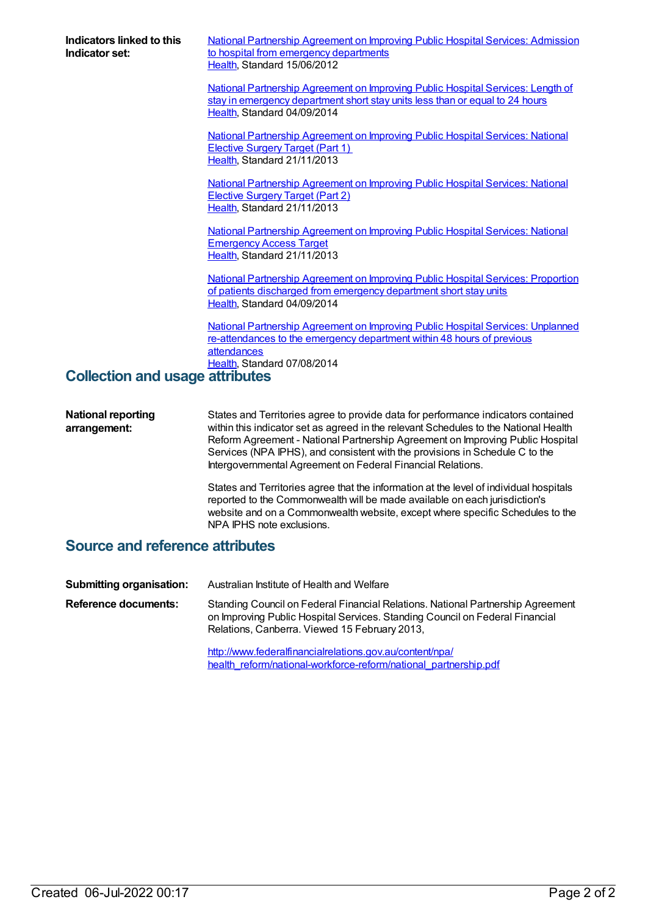**Indicators linked to this Indicator set:**

National Partnership Agreement on Improving Public Hospital Services: Admission to hospital from emergency departments
Health, Standard 15/06/2012

National Partnership Agreement on Improving Public Hospital Services: Length of stay in emergency department short stay units less than or equal to 24 hours
Health, Standard 04/09/2014

National Partnership Agreement on Improving Public Hospital Services: National Elective Surgery Target (Part 1)
Health, Standard 21/11/2013

National Partnership Agreement on Improving Public Hospital Services: National Elective Surgery Target (Part 2)
Health, Standard 21/11/2013

National Partnership Agreement on Improving Public Hospital Services: National Emergency Access Target
Health, Standard 21/11/2013

National Partnership Agreement on Improving Public Hospital Services: Proportion of patients discharged from emergency department short stay units
Health, Standard 04/09/2014

National Partnership Agreement on Improving Public Hospital Services: Unplanned re-attendances to the emergency department within 48 hours of previous attendances
Health, Standard 07/08/2014

## Collection and usage attributes

**National reporting arrangement:**

States and Territories agree to provide data for performance indicators contained within this indicator set as agreed in the relevant Schedules to the National Health Reform Agreement - National Partnership Agreement on Improving Public Hospital Services (NPA IPHS), and consistent with the provisions in Schedule C to the Intergovernmental Agreement on Federal Financial Relations.

States and Territories agree that the information at the level of individual hospitals reported to the Commonwealth will be made available on each jurisdiction's website and on a Commonwealth website, except where specific Schedules to the NPA IPHS note exclusions.

## Source and reference attributes

**Submitting organisation:** Australian Institute of Health and Welfare

**Reference documents:**

Standing Council on Federal Financial Relations. National Partnership Agreement on Improving Public Hospital Services. Standing Council on Federal Financial Relations, Canberra. Viewed 15 February 2013,

http://www.federalfinancialrelations.gov.au/content/npa/health_reform/national-workforce-reform/national_partnership.pdf